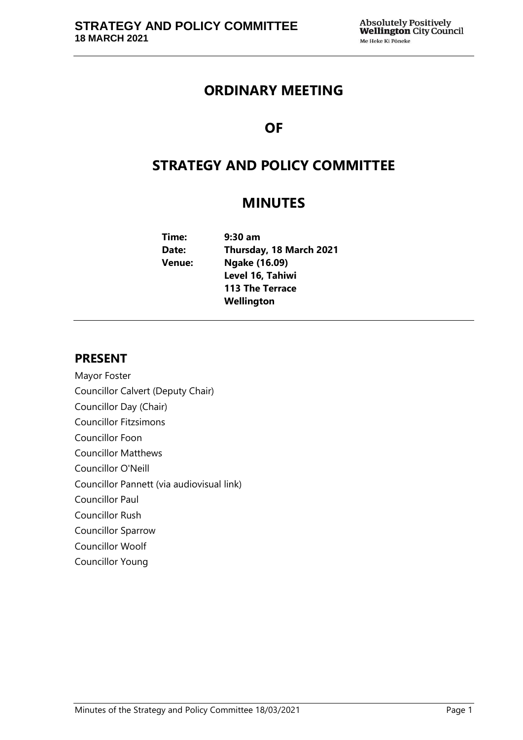# ORDINARY MEETING

# OF

# STRATEGY AND POLICY COMMITTEE

# MINUTES

**Time:** 9:30 am
**Date:** Thursday, 18 March 2021
**Venue:** Ngake (16.09)
Level 16, Tahiwi
113 The Terrace
Wellington

## PRESENT

Mayor Foster
Councillor Calvert (Deputy Chair)
Councillor Day (Chair)
Councillor Fitzsimons
Councillor Foon
Councillor Matthews
Councillor O'Neill
Councillor Pannett (via audiovisual link)
Councillor Paul
Councillor Rush
Councillor Sparrow
Councillor Woolf
Councillor Young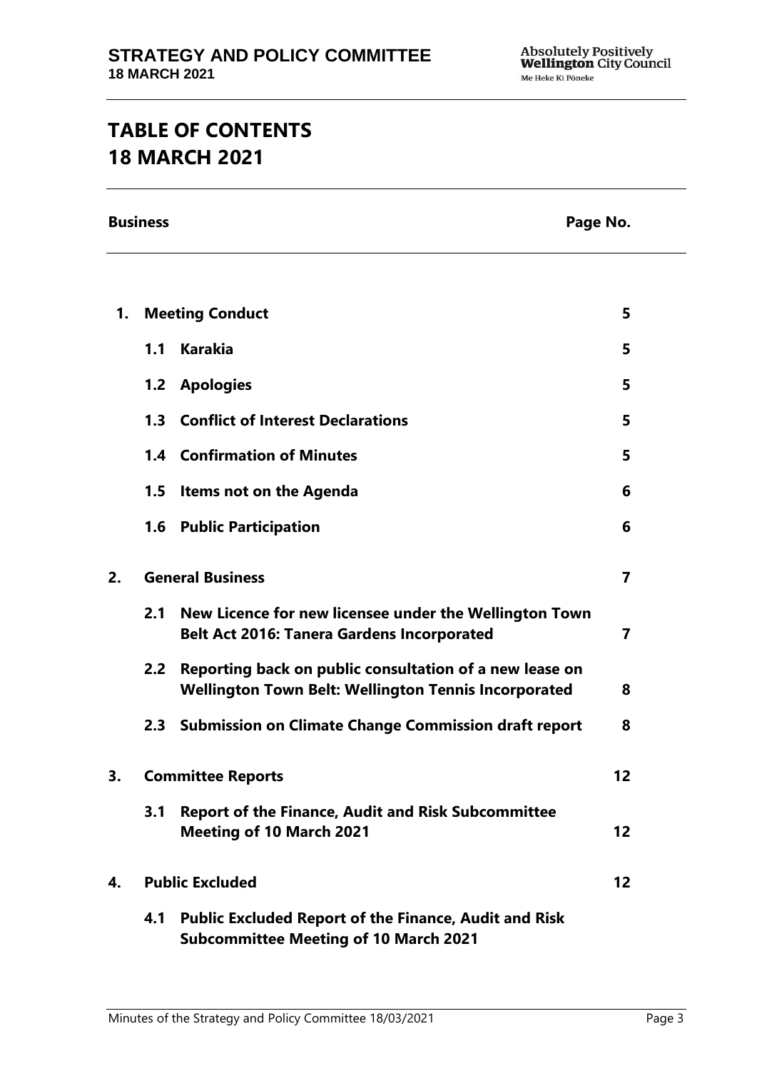# TABLE OF CONTENTS
# 18 MARCH 2021

| Business | | Page No. |
|---|---|---|
| **1.** | **Meeting Conduct** | **5** |
| **1.1** | **Karakia** | **5** |
| **1.2** | **Apologies** | **5** |
| **1.3** | **Conflict of Interest Declarations** | **5** |
| **1.4** | **Confirmation of Minutes** | **5** |
| **1.5** | **Items not on the Agenda** | **6** |
| **1.6** | **Public Participation** | **6** |
| **2.** | **General Business** | **7** |
| **2.1** | **New Licence for new licensee under the Wellington Town Belt Act 2016: Tanera Gardens Incorporated** | **7** |
| **2.2** | **Reporting back on public consultation of a new lease on Wellington Town Belt: Wellington Tennis Incorporated** | **8** |
| **2.3** | **Submission on Climate Change Commission draft report** | **8** |
| **3.** | **Committee Reports** | **12** |
| **3.1** | **Report of the Finance, Audit and Risk Subcommittee Meeting of 10 March 2021** | **12** |
| **4.** | **Public Excluded** | **12** |
| **4.1** | **Public Excluded Report of the Finance, Audit and Risk Subcommittee Meeting of 10 March 2021** | |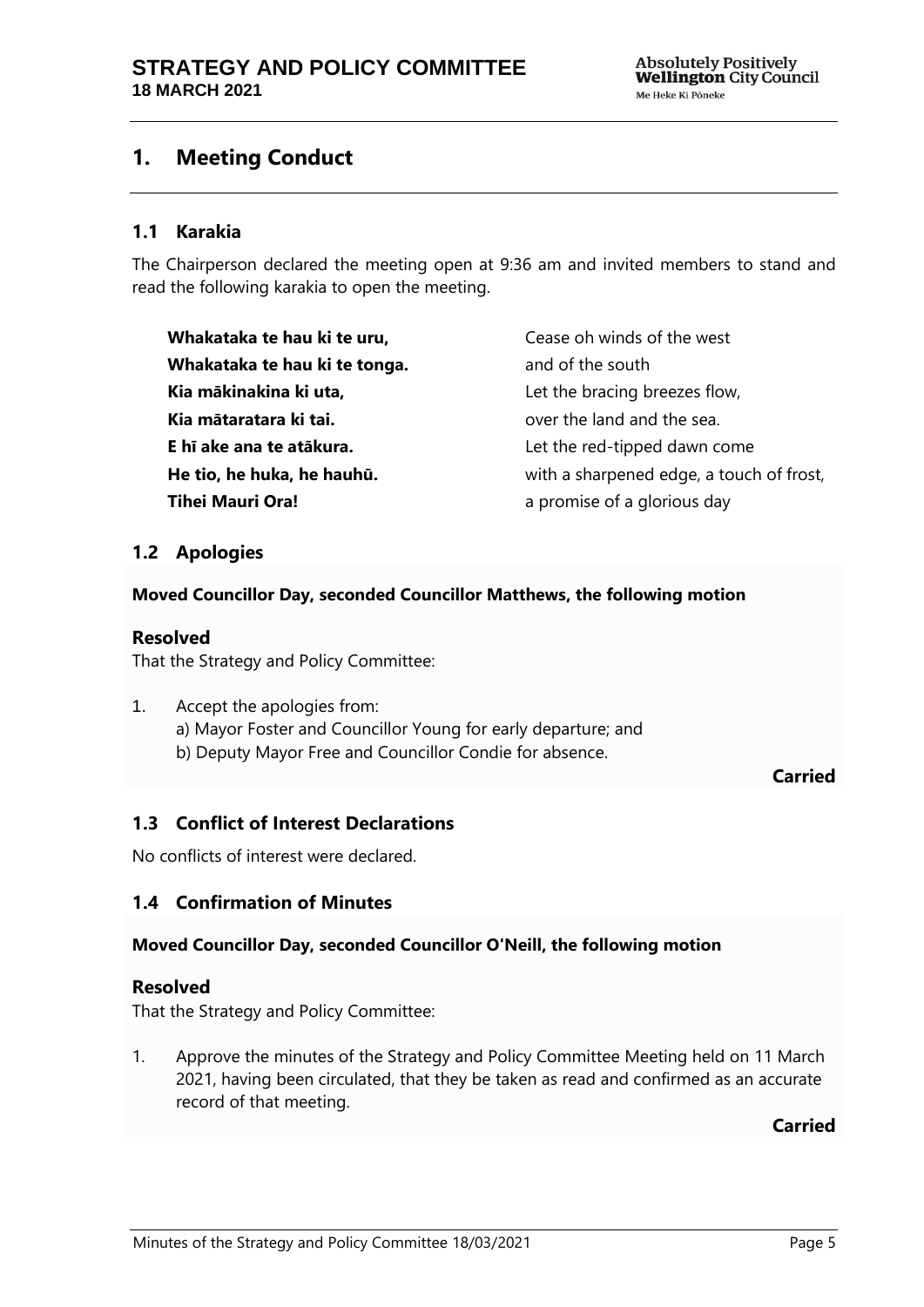## 1. Meeting Conduct

### 1.1 Karakia

The Chairperson declared the meeting open at 9:36 am and invited members to stand and read the following karakia to open the meeting.

| | |
|---|---|
| **Whakataka te hau ki te uru,** | Cease oh winds of the west |
| **Whakataka te hau ki te tonga.** | and of the south |
| **Kia mākinakina ki uta,** | Let the bracing breezes flow, |
| **Kia mātaratara ki tai.** | over the land and the sea. |
| **E hī ake ana te atākura.** | Let the red-tipped dawn come |
| **He tio, he huka, he hauhū.** | with a sharpened edge, a touch of frost, |
| **Tihei Mauri Ora!** | a promise of a glorious day |

### 1.2 Apologies

**Moved Councillor Day, seconded Councillor Matthews, the following motion**

**Resolved**

That the Strategy and Policy Committee:

1. Accept the apologies from:
   a) Mayor Foster and Councillor Young for early departure; and
   b) Deputy Mayor Free and Councillor Condie for absence.

**Carried**

### 1.3 Conflict of Interest Declarations

No conflicts of interest were declared.

### 1.4 Confirmation of Minutes

**Moved Councillor Day, seconded Councillor O'Neill, the following motion**

**Resolved**

That the Strategy and Policy Committee:

1. Approve the minutes of the Strategy and Policy Committee Meeting held on 11 March 2021, having been circulated, that they be taken as read and confirmed as an accurate record of that meeting.

**Carried**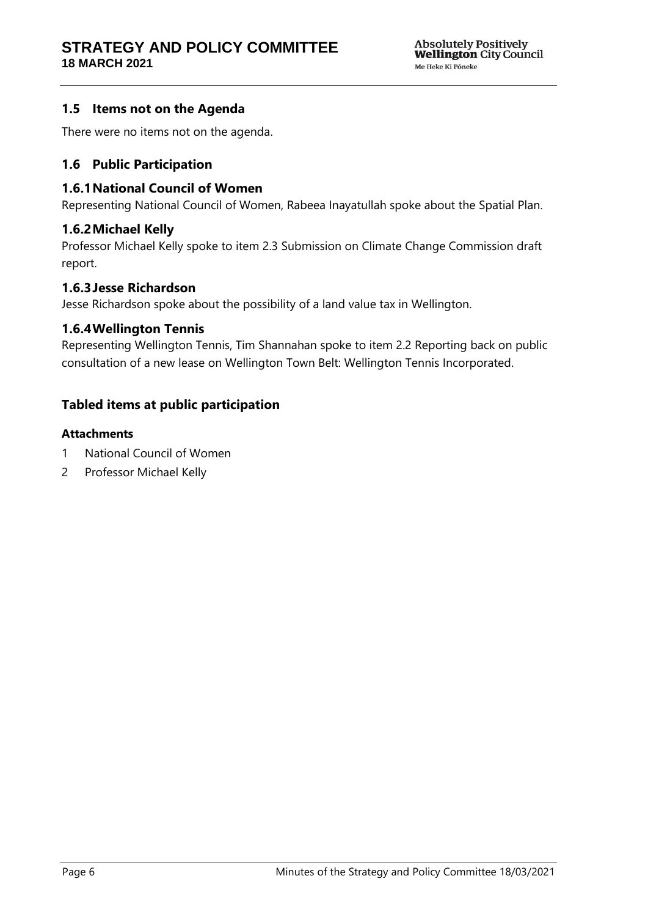## 1.5 Items not on the Agenda

There were no items not on the agenda.

## 1.6 Public Participation

### 1.6.1 National Council of Women

Representing National Council of Women, Rabeea Inayatullah spoke about the Spatial Plan.

### 1.6.2 Michael Kelly

Professor Michael Kelly spoke to item 2.3 Submission on Climate Change Commission draft report.

### 1.6.3 Jesse Richardson

Jesse Richardson spoke about the possibility of a land value tax in Wellington.

### 1.6.4 Wellington Tennis

Representing Wellington Tennis, Tim Shannahan spoke to item 2.2 Reporting back on public consultation of a new lease on Wellington Town Belt: Wellington Tennis Incorporated.

## Tabled items at public participation

**Attachments**

1 National Council of Women
2 Professor Michael Kelly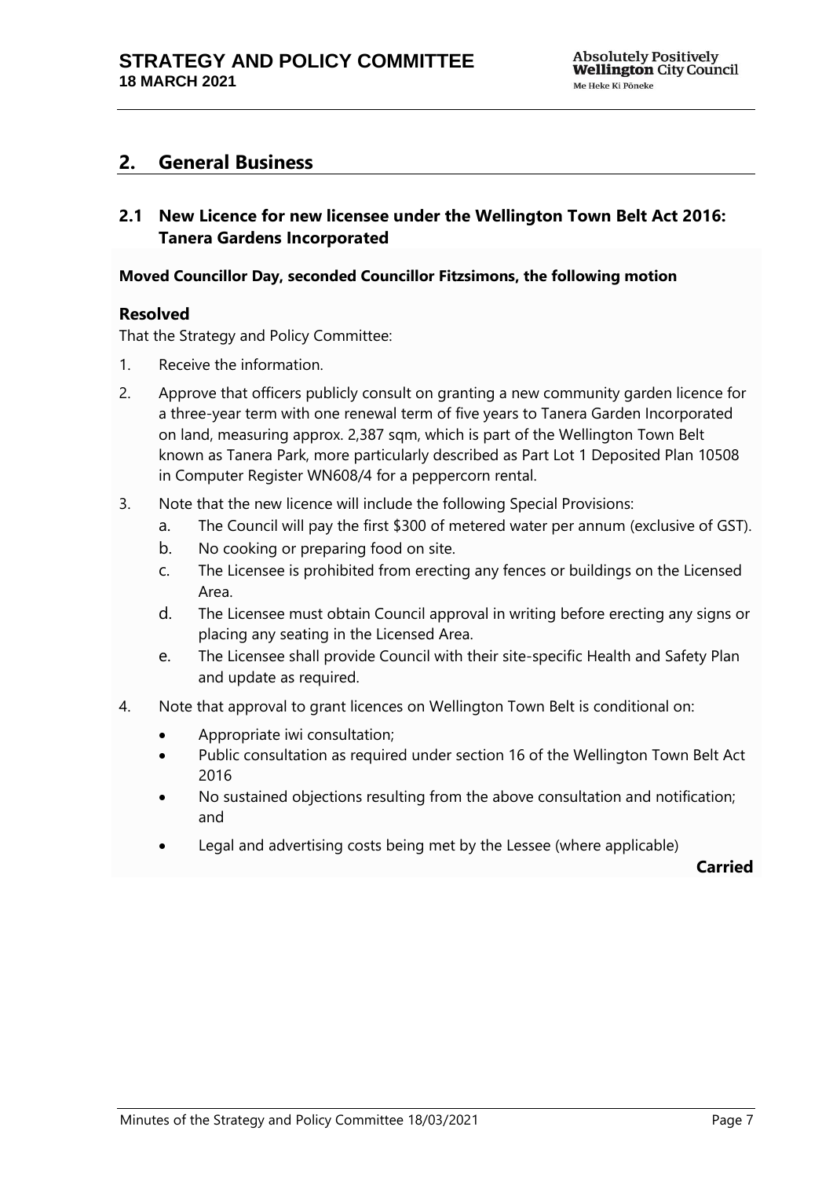## 2. General Business

### 2.1 New Licence for new licensee under the Wellington Town Belt Act 2016: Tanera Gardens Incorporated

**Moved Councillor Day, seconded Councillor Fitzsimons, the following motion**

### Resolved

That the Strategy and Policy Committee:

1. Receive the information.
2. Approve that officers publicly consult on granting a new community garden licence for a three-year term with one renewal term of five years to Tanera Garden Incorporated on land, measuring approx. 2,387 sqm, which is part of the Wellington Town Belt known as Tanera Park, more particularly described as Part Lot 1 Deposited Plan 10508 in Computer Register WN608/4 for a peppercorn rental.
3. Note that the new licence will include the following Special Provisions:
   a. The Council will pay the first $300 of metered water per annum (exclusive of GST).
   b. No cooking or preparing food on site.
   c. The Licensee is prohibited from erecting any fences or buildings on the Licensed Area.
   d. The Licensee must obtain Council approval in writing before erecting any signs or placing any seating in the Licensed Area.
   e. The Licensee shall provide Council with their site-specific Health and Safety Plan and update as required.
4. Note that approval to grant licences on Wellington Town Belt is conditional on:
   - Appropriate iwi consultation;
   - Public consultation as required under section 16 of the Wellington Town Belt Act 2016
   - No sustained objections resulting from the above consultation and notification; and
   - Legal and advertising costs being met by the Lessee (where applicable)

**Carried**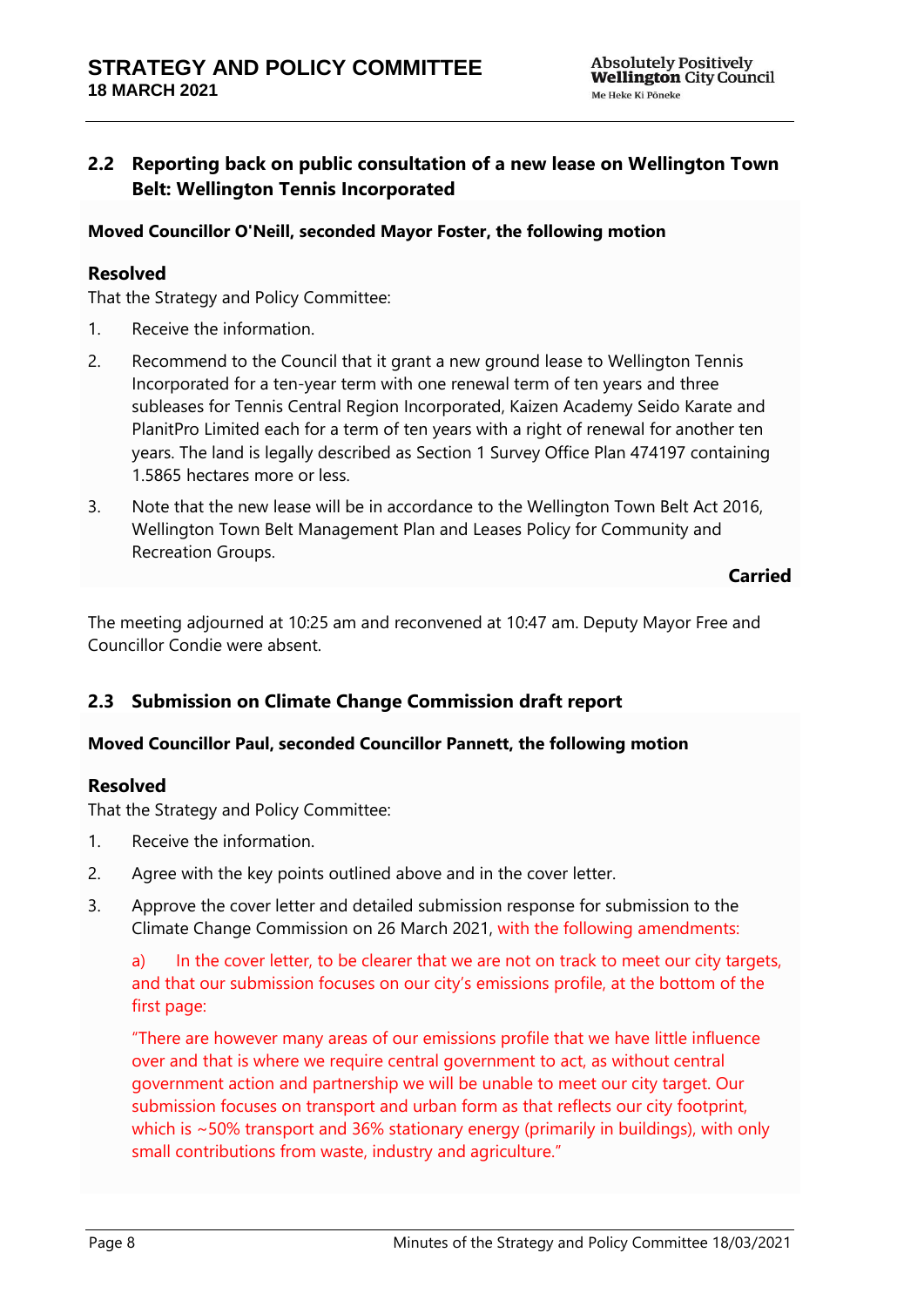## 2.2 Reporting back on public consultation of a new lease on Wellington Town Belt: Wellington Tennis Incorporated

**Moved Councillor O'Neill, seconded Mayor Foster, the following motion**

### Resolved

That the Strategy and Policy Committee:

1. Receive the information.
2. Recommend to the Council that it grant a new ground lease to Wellington Tennis Incorporated for a ten-year term with one renewal term of ten years and three subleases for Tennis Central Region Incorporated, Kaizen Academy Seido Karate and PlanitPro Limited each for a term of ten years with a right of renewal for another ten years. The land is legally described as Section 1 Survey Office Plan 474197 containing 1.5865 hectares more or less.
3. Note that the new lease will be in accordance to the Wellington Town Belt Act 2016, Wellington Town Belt Management Plan and Leases Policy for Community and Recreation Groups.

**Carried**

The meeting adjourned at 10:25 am and reconvened at 10:47 am. Deputy Mayor Free and Councillor Condie were absent.

## 2.3 Submission on Climate Change Commission draft report

**Moved Councillor Paul, seconded Councillor Pannett, the following motion**

### Resolved

That the Strategy and Policy Committee:

1. Receive the information.
2. Agree with the key points outlined above and in the cover letter.
3. Approve the cover letter and detailed submission response for submission to the Climate Change Commission on 26 March 2021, with the following amendments:

   a) In the cover letter, to be clearer that we are not on track to meet our city targets, and that our submission focuses on our city's emissions profile, at the bottom of the first page:

   "There are however many areas of our emissions profile that we have little influence over and that is where we require central government to act, as without central government action and partnership we will be unable to meet our city target. Our submission focuses on transport and urban form as that reflects our city footprint, which is ~50% transport and 36% stationary energy (primarily in buildings), with only small contributions from waste, industry and agriculture."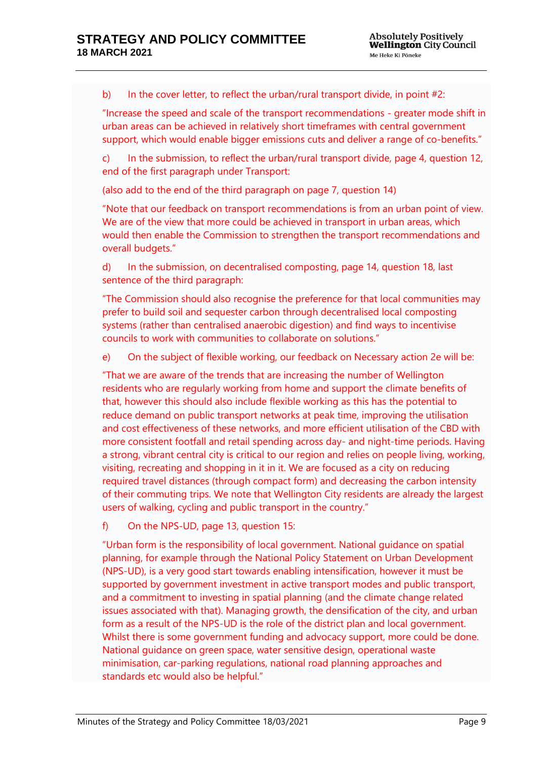b) In the cover letter, to reflect the urban/rural transport divide, in point #2:

"Increase the speed and scale of the transport recommendations - greater mode shift in urban areas can be achieved in relatively short timeframes with central government support, which would enable bigger emissions cuts and deliver a range of co-benefits."

c) In the submission, to reflect the urban/rural transport divide, page 4, question 12, end of the first paragraph under Transport:

(also add to the end of the third paragraph on page 7, question 14)

"Note that our feedback on transport recommendations is from an urban point of view. We are of the view that more could be achieved in transport in urban areas, which would then enable the Commission to strengthen the transport recommendations and overall budgets."

d) In the submission, on decentralised composting, page 14, question 18, last sentence of the third paragraph:

"The Commission should also recognise the preference for that local communities may prefer to build soil and sequester carbon through decentralised local composting systems (rather than centralised anaerobic digestion) and find ways to incentivise councils to work with communities to collaborate on solutions."

e) On the subject of flexible working, our feedback on Necessary action 2e will be:

"That we are aware of the trends that are increasing the number of Wellington residents who are regularly working from home and support the climate benefits of that, however this should also include flexible working as this has the potential to reduce demand on public transport networks at peak time, improving the utilisation and cost effectiveness of these networks, and more efficient utilisation of the CBD with more consistent footfall and retail spending across day- and night-time periods. Having a strong, vibrant central city is critical to our region and relies on people living, working, visiting, recreating and shopping in it in it. We are focused as a city on reducing required travel distances (through compact form) and decreasing the carbon intensity of their commuting trips. We note that Wellington City residents are already the largest users of walking, cycling and public transport in the country."

f) On the NPS-UD, page 13, question 15:

"Urban form is the responsibility of local government. National guidance on spatial planning, for example through the National Policy Statement on Urban Development (NPS-UD), is a very good start towards enabling intensification, however it must be supported by government investment in active transport modes and public transport, and a commitment to investing in spatial planning (and the climate change related issues associated with that). Managing growth, the densification of the city, and urban form as a result of the NPS-UD is the role of the district plan and local government. Whilst there is some government funding and advocacy support, more could be done. National guidance on green space, water sensitive design, operational waste minimisation, car-parking regulations, national road planning approaches and standards etc would also be helpful."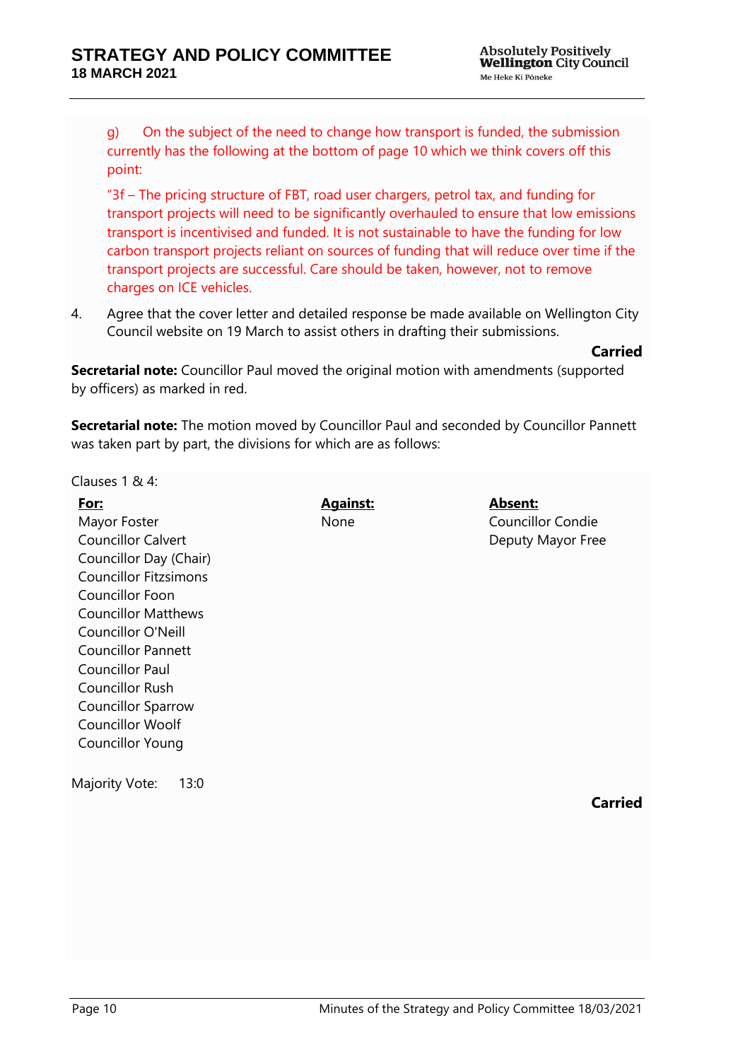g) On the subject of the need to change how transport is funded, the submission currently has the following at the bottom of page 10 which we think covers off this point:

"3f – The pricing structure of FBT, road user chargers, petrol tax, and funding for transport projects will need to be significantly overhauled to ensure that low emissions transport is incentivised and funded. It is not sustainable to have the funding for low carbon transport projects reliant on sources of funding that will reduce over time if the transport projects are successful. Care should be taken, however, not to remove charges on ICE vehicles.

4. Agree that the cover letter and detailed response be made available on Wellington City Council website on 19 March to assist others in drafting their submissions.

**Carried**

**Secretarial note:** Councillor Paul moved the original motion with amendments (supported by officers) as marked in red.

**Secretarial note:** The motion moved by Councillor Paul and seconded by Councillor Pannett was taken part by part, the divisions for which are as follows:

Clauses 1 & 4:

| **For:** | **Against:** | **Absent:** |
|---|---|---|
| Mayor Foster | None | Councillor Condie |
| Councillor Calvert | | Deputy Mayor Free |
| Councillor Day (Chair) | | |
| Councillor Fitzsimons | | |
| Councillor Foon | | |
| Councillor Matthews | | |
| Councillor O'Neill | | |
| Councillor Pannett | | |
| Councillor Paul | | |
| Councillor Rush | | |
| Councillor Sparrow | | |
| Councillor Woolf | | |
| Councillor Young | | |

Majority Vote: 13:0

**Carried**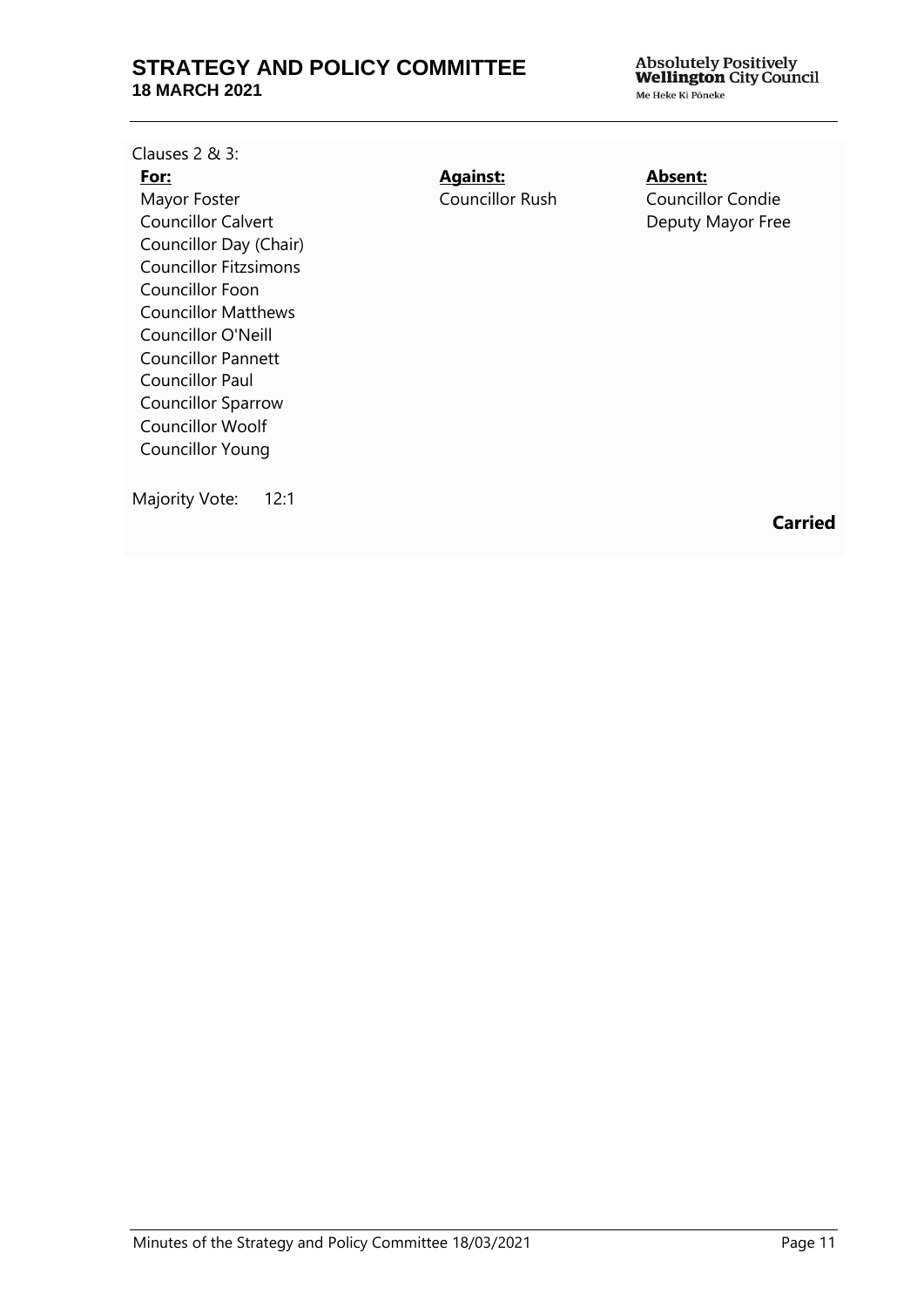Clauses 2 & 3:

| **For:** | **Against:** | **Absent:** |
| --- | --- | --- |
| Mayor Foster | Councillor Rush | Councillor Condie |
| Councillor Calvert | | Deputy Mayor Free |
| Councillor Day (Chair) | | |
| Councillor Fitzsimons | | |
| Councillor Foon | | |
| Councillor Matthews | | |
| Councillor O'Neill | | |
| Councillor Pannett | | |
| Councillor Paul | | |
| Councillor Sparrow | | |
| Councillor Woolf | | |
| Councillor Young | | |

Majority Vote: 12:1

**Carried**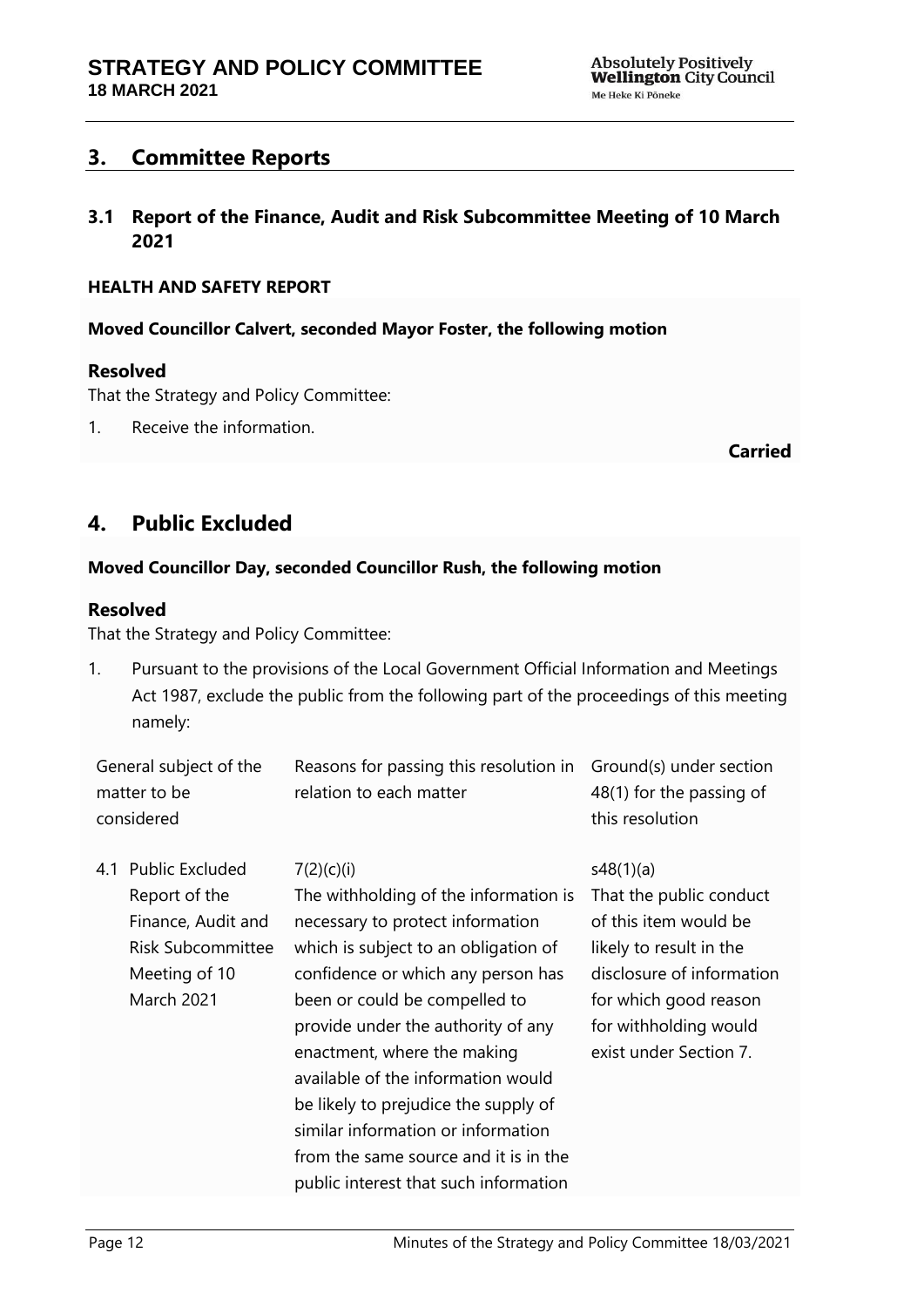## 3. Committee Reports

### 3.1 Report of the Finance, Audit and Risk Subcommittee Meeting of 10 March 2021

**HEALTH AND SAFETY REPORT**

**Moved Councillor Calvert, seconded Mayor Foster, the following motion**

**Resolved**

That the Strategy and Policy Committee:

1. Receive the information.

**Carried**

## 4. Public Excluded

**Moved Councillor Day, seconded Councillor Rush, the following motion**

**Resolved**

That the Strategy and Policy Committee:

1. Pursuant to the provisions of the Local Government Official Information and Meetings Act 1987, exclude the public from the following part of the proceedings of this meeting namely:

| General subject of the matter to be considered | Reasons for passing this resolution in relation to each matter | Ground(s) under section 48(1) for the passing of this resolution |
|---|---|---|
| 4.1 Public Excluded Report of the Finance, Audit and Risk Subcommittee Meeting of 10 March 2021 | 7(2)(c)(i) The withholding of the information is necessary to protect information which is subject to an obligation of confidence or which any person has been or could be compelled to provide under the authority of any enactment, where the making available of the information would be likely to prejudice the supply of similar information or information from the same source and it is in the public interest that such information | s48(1)(a) That the public conduct of this item would be likely to result in the disclosure of information for which good reason for withholding would exist under Section 7. |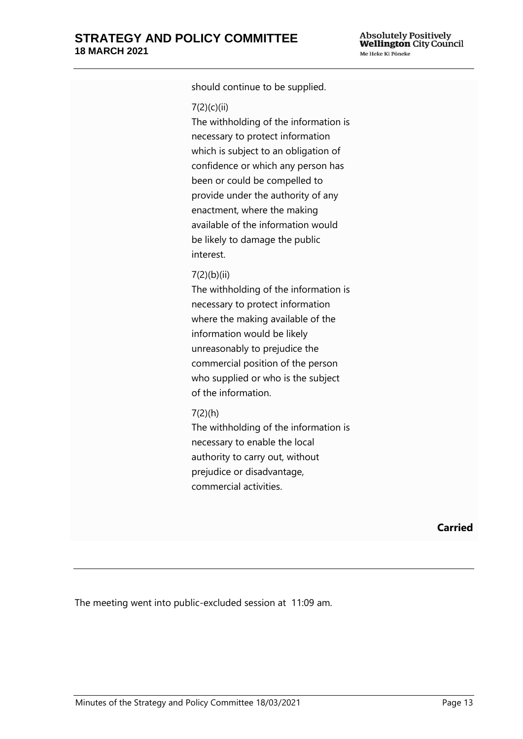should continue to be supplied.

7(2)(c)(ii)
The withholding of the information is necessary to protect information which is subject to an obligation of confidence or which any person has been or could be compelled to provide under the authority of any enactment, where the making available of the information would be likely to damage the public interest.

7(2)(b)(ii)
The withholding of the information is necessary to protect information where the making available of the information would be likely unreasonably to prejudice the commercial position of the person who supplied or who is the subject of the information.

7(2)(h)
The withholding of the information is necessary to enable the local authority to carry out, without prejudice or disadvantage, commercial activities.

**Carried**

---

The meeting went into public-excluded session at 11:09 am.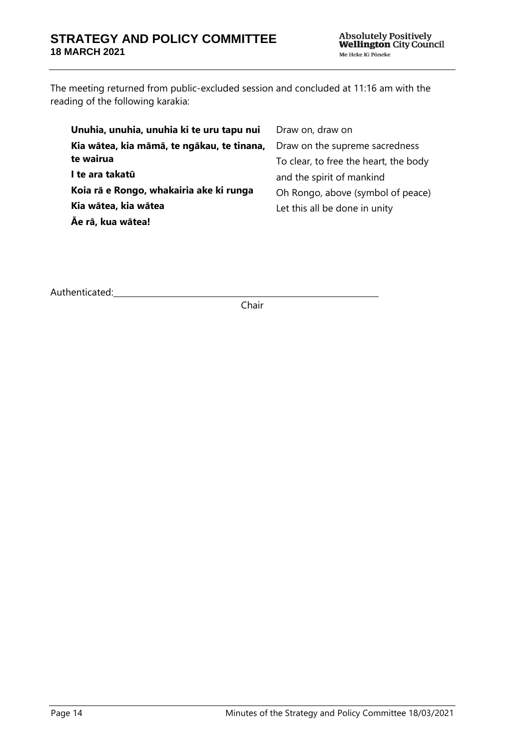The meeting returned from public-excluded session and concluded at 11:16 am with the reading of the following karakia:

| | |
|---|---|
| **Unuhia, unuhia, unuhia ki te uru tapu nui** | Draw on, draw on |
| **Kia wātea, kia māmā, te ngākau, te tinana, te wairua** | Draw on the supreme sacredness |
| **I te ara takatū** | To clear, to free the heart, the body |
| **Koia rā e Rongo, whakairia ake ki runga** | and the spirit of mankind |
| **Kia wātea, kia wātea** | Oh Rongo, above (symbol of peace) |
| **Āe rā, kua wātea!** | Let this all be done in unity |

Authenticated: _______________________________________________

Chair